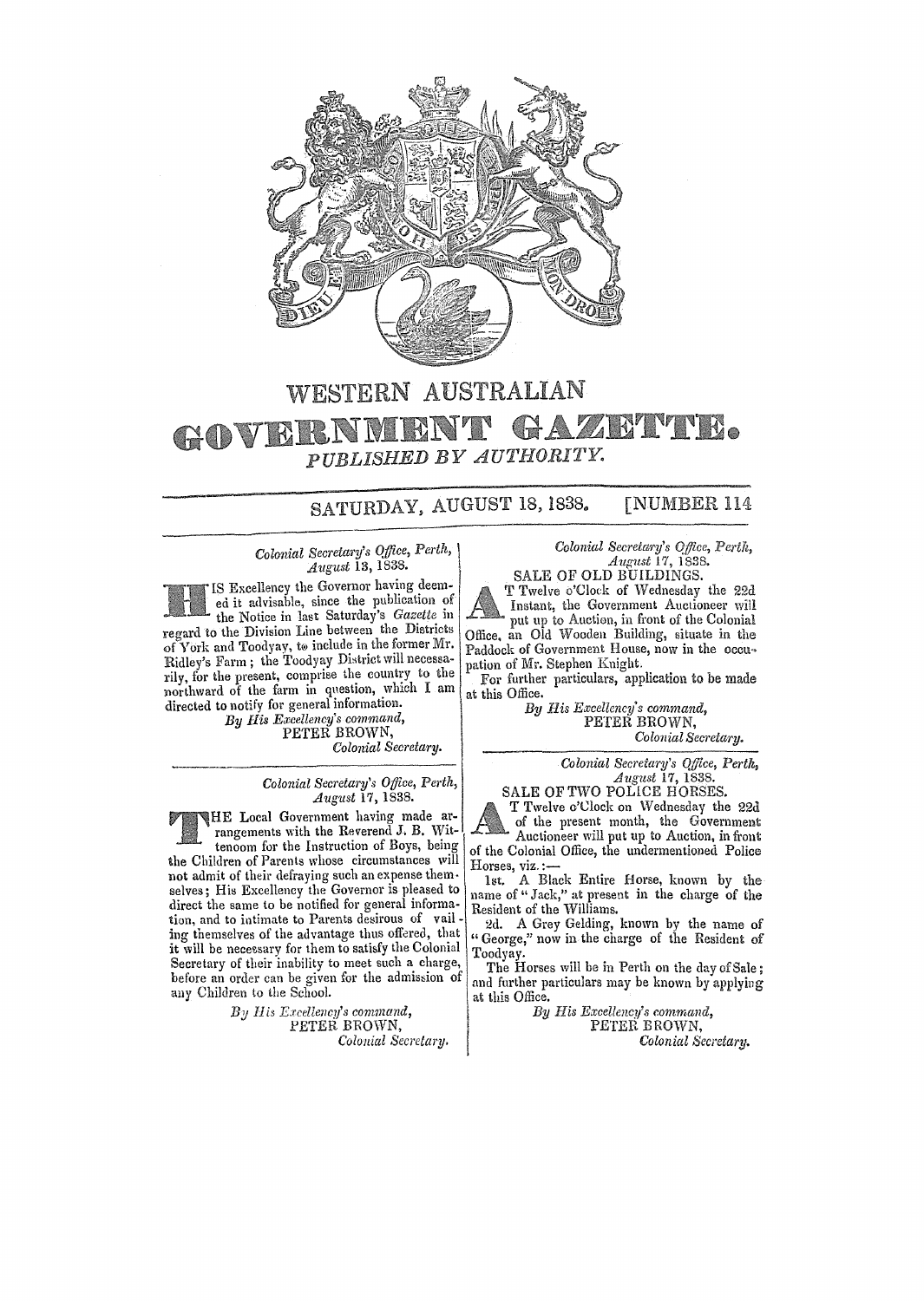# WESTERN AUSTRALIAN GOVERNMENT GAZETTE.

*PUBLISHED BY AUTHORITY.*

SATURDAY, AUGUST 18, 1838. [NUMBER 114

*Colonial Secretary's Office, Perth,*
*August* 13, 1838.

HIS Excellency the Governor having deemed it advisable, since the publication of the Notice in last Saturday's *Gazette* in regard to the Division Line between the Districts of York and Toodyay, to include in the former Mr. Ridley's Farm; the Toodyay District will necessarily, for the present, comprise the country to the northward of the farm in question, which I am directed to notify for general information.

*By His Excellency's command,*
PETER BROWN,
*Colonial Secretary.*

---

*Colonial Secretary's Office, Perth,*
*August* 17, 1838.

THE Local Government having made arrangements with the Reverend J. B. Wittenoom for the Instruction of Boys, being the Children of Parents whose circumstances will not admit of their defraying such an expense themselves; His Excellency the Governor is pleased to direct the same to be notified for general information, and to intimate to Parents desirous of vailing themselves of the advantage thus offered, that it will be necessary for them to satisfy the Colonial Secretary of their inability to meet such a charge, before an order can be given for the admission of any Children to the School.

*By His Excellency's command,*
PETER BROWN,
*Colonial Secretary.*

---

*Colonial Secretary's Office, Perth,*
*August* 17, 1838.

SALE OF OLD BUILDINGS.

AT Twelve o'Clock of Wednesday the 22d Instant, the Government Auctioneer will put up to Auction, in front of the Colonial Office, an Old Wooden Building, situate in the Paddock of Government House, now in the occupation of Mr. Stephen Knight.

For further particulars, application to be made at this Office.

*By His Excellency's command,*
PETER BROWN,
*Colonial Secretary.*

---

*Colonial Secretary's Office, Perth,*
*August* 17, 1838.

SALE OF TWO POLICE HORSES.

AT Twelve o'Clock on Wednesday the 22d of the present month, the Government Auctioneer will put up to Auction, in front of the Colonial Office, the undermentioned Police Horses, viz.:—

1st. A Black Entire Horse, known by the name of "Jack," at present in the charge of the Resident of the Williams.

2d. A Grey Gelding, known by the name of "George," now in the charge of the Resident of Toodyay.

The Horses will be in Perth on the day of Sale; and further particulars may be known by applying at this Office.

*By His Excellency's command,*
PETER BROWN,
*Colonial Secretary.*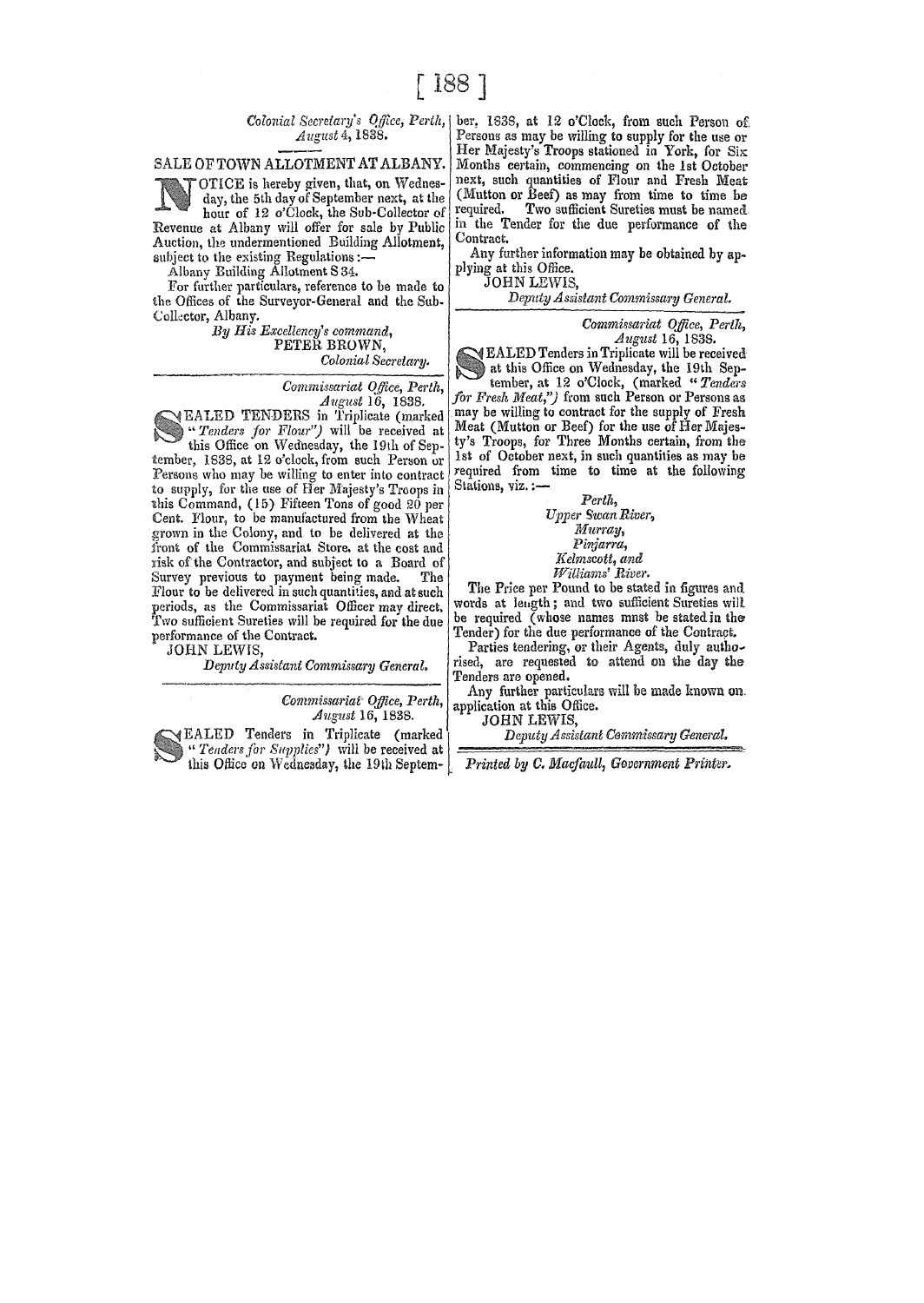*Colonial Secretary's Office, Perth,*
*August* 4, 1838.

## SALE OF TOWN ALLOTMENT AT ALBANY.

NOTICE is hereby given, that, on Wednesday, the 5th day of September next, at the hour of 12 o'Clock, the Sub-Collector of Revenue at Albany will offer for sale by Public Auction, the undermentioned Building Allotment, subject to the existing Regulations:—

Albany Building Allotment S 34.

For further particulars, reference to be made to the Offices of the Surveyor-General and the Sub-Collector, Albany.

*By His Excellency's command,*
PETER BROWN,
*Colonial Secretary.*

---

*Commissariat Office, Perth,*
*August* 16, 1838.

SEALED TENDERS in Triplicate (marked "*Tenders for Flour*") will be received at this Office on Wednesday, the 19th of September, 1838, at 12 o'clock, from such Person or Persons who may be willing to enter into contract to supply, for the use of Her Majesty's Troops in this Command, (15) Fifteen Tons of good 20 per Cent. Flour, to be manufactured from the Wheat grown in the Colony, and to be delivered at the front of the Commissariat Store, at the cost and risk of the Contractor, and subject to a Board of Survey previous to payment being made. The Flour to be delivered in such quantities, and at such periods, as the Commissariat Officer may direct. Two sufficient Sureties will be required for the due performance of the Contract.

JOHN LEWIS,
*Deputy Assistant Commissary General.*

---

*Commissariat Office, Perth,*
*August* 16, 1838.

SEALED Tenders in Triplicate (marked "*Tenders for Supplies*") will be received at this Office on Wednesday, the 19th September, 1838, at 12 o'Clock, from such Person or Persons as may be willing to supply for the use or Her Majesty's Troops stationed in York, for Six Months certain, commencing on the 1st October next, such quantities of Flour and Fresh Meat (Mutton or Beef) as may from time to time be required. Two sufficient Sureties must be named in the Tender for the due performance of the Contract.

Any further information may be obtained by applying at this Office.

JOHN LEWIS,
*Deputy Assistant Commissary General.*

---

*Commissariat Office, Perth,*
*August* 16, 1838.

SEALED Tenders in Triplicate will be received at this Office on Wednesday, the 19th September, at 12 o'Clock, (marked "*Tenders for Fresh Meat,*") from such Person or Persons as may be willing to contract for the supply of Fresh Meat (Mutton or Beef) for the use of Her Majesty's Troops, for Three Months certain, from the 1st of October next, in such quantities as may be required from time to time at the following Stations, viz.:—

*Perth,*
*Upper Swan River,*
*Murray,*
*Pinjarra,*
*Kelmscott, and*
*Williams' River.*

The Price per Pound to be stated in figures and words at length; and two sufficient Sureties will be required (whose names must be stated in the Tender) for the due performance of the Contract.

Parties tendering, or their Agents, duly authorised, are requested to attend on the day the Tenders are opened.

Any further particulars will be made known on application at this Office.

JOHN LEWIS,
*Deputy Assistant Commissary General.*

---

*Printed by C. Macfaull, Government Printer.*